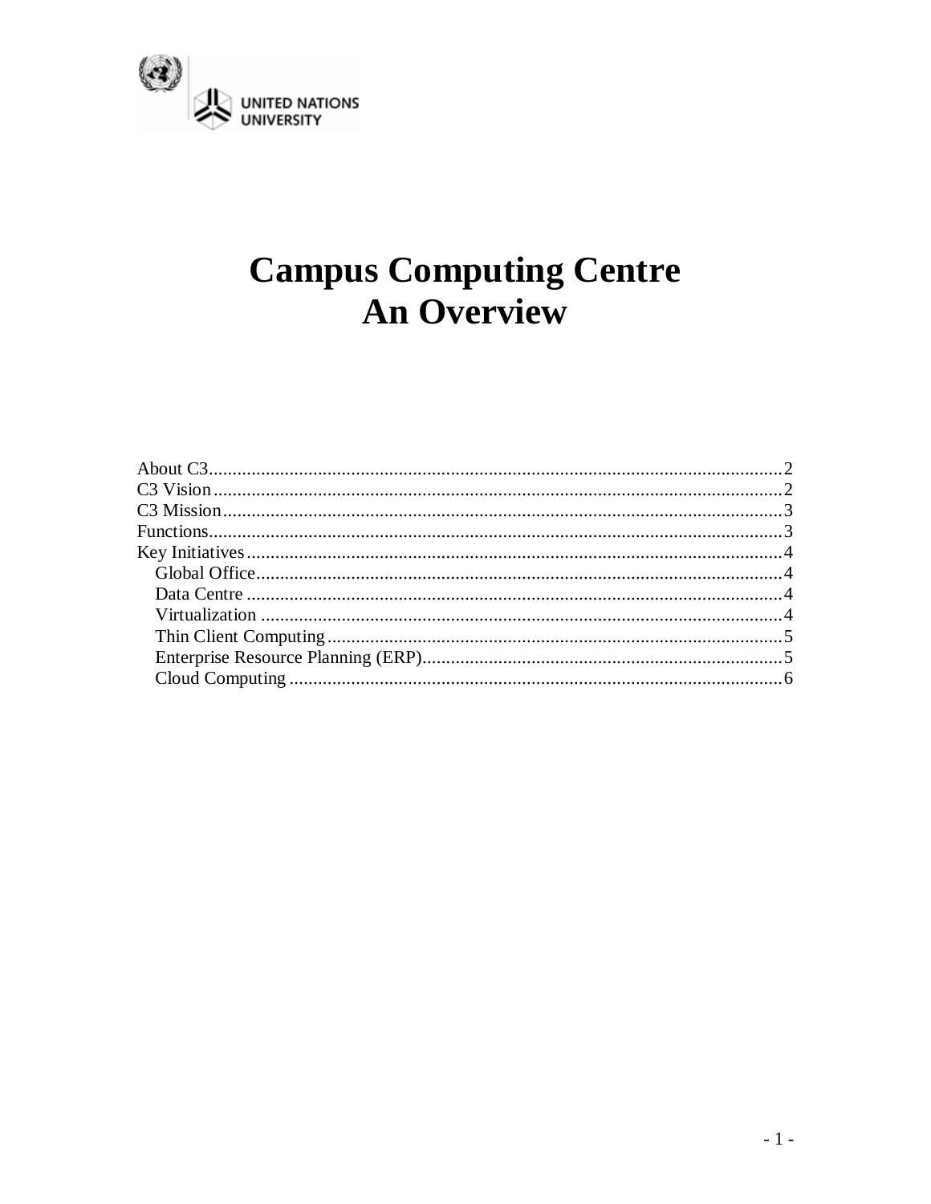UNITED NATIONS UNIVERSITY

# Campus Computing Centre
# An Overview

About C3 ........................................................................................................ 2
C3 Vision ....................................................................................................... 2
C3 Mission ..................................................................................................... 3
Functions ........................................................................................................ 3
Key Initiatives ................................................................................................ 4
  Global Office .............................................................................................. 4
  Data Centre ................................................................................................ 4
  Virtualization ............................................................................................. 4
  Thin Client Computing ............................................................................... 5
  Enterprise Resource Planning (ERP) ........................................................... 5
  Cloud Computing ....................................................................................... 6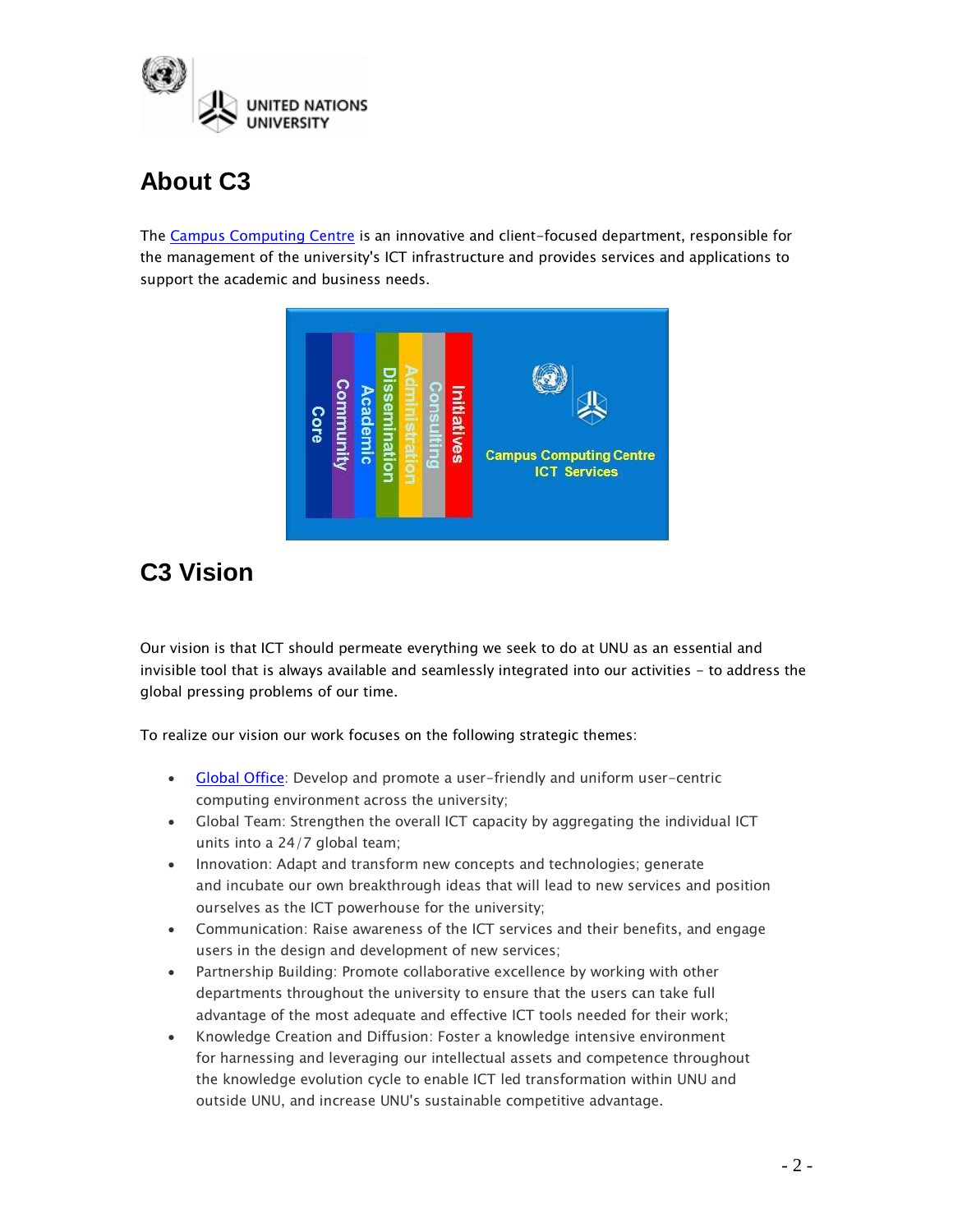## About C3

The Campus Computing Centre is an innovative and client-focused department, responsible for the management of the university's ICT infrastructure and provides services and applications to support the academic and business needs.

## C3 Vision

Our vision is that ICT should permeate everything we seek to do at UNU as an essential and invisible tool that is always available and seamlessly integrated into our activities - to address the global pressing problems of our time.

To realize our vision our work focuses on the following strategic themes:

- Global Office: Develop and promote a user-friendly and uniform user-centric computing environment across the university;
- Global Team: Strengthen the overall ICT capacity by aggregating the individual ICT units into a 24/7 global team;
- Innovation: Adapt and transform new concepts and technologies; generate and incubate our own breakthrough ideas that will lead to new services and position ourselves as the ICT powerhouse for the university;
- Communication: Raise awareness of the ICT services and their benefits, and engage users in the design and development of new services;
- Partnership Building: Promote collaborative excellence by working with other departments throughout the university to ensure that the users can take full advantage of the most adequate and effective ICT tools needed for their work;
- Knowledge Creation and Diffusion: Foster a knowledge intensive environment for harnessing and leveraging our intellectual assets and competence throughout the knowledge evolution cycle to enable ICT led transformation within UNU and outside UNU, and increase UNU's sustainable competitive advantage.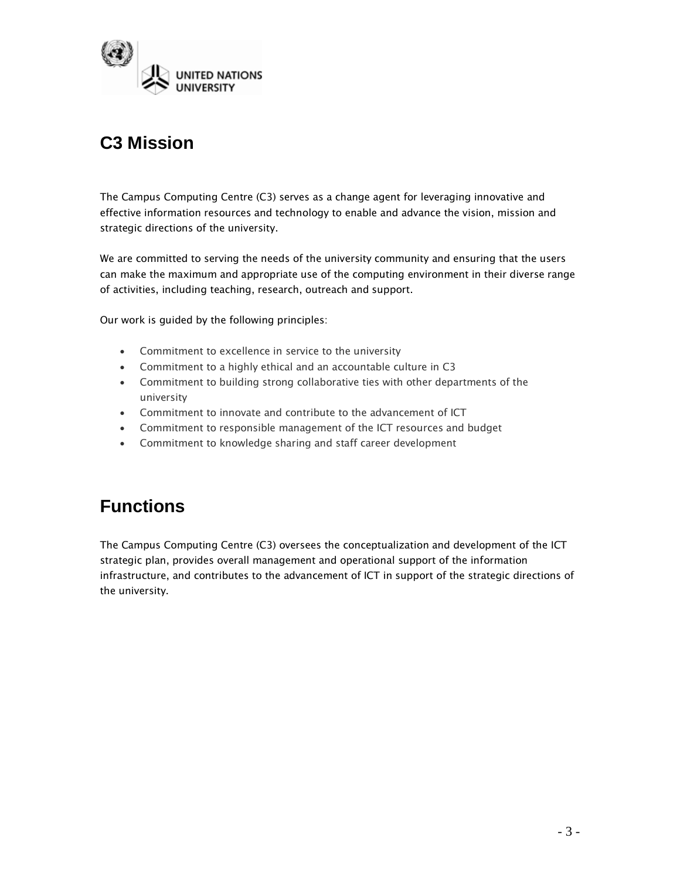## C3 Mission

The Campus Computing Centre (C3) serves as a change agent for leveraging innovative and effective information resources and technology to enable and advance the vision, mission and strategic directions of the university.

We are committed to serving the needs of the university community and ensuring that the users can make the maximum and appropriate use of the computing environment in their diverse range of activities, including teaching, research, outreach and support.

Our work is guided by the following principles:

- Commitment to excellence in service to the university
- Commitment to a highly ethical and an accountable culture in C3
- Commitment to building strong collaborative ties with other departments of the university
- Commitment to innovate and contribute to the advancement of ICT
- Commitment to responsible management of the ICT resources and budget
- Commitment to knowledge sharing and staff career development

## Functions

The Campus Computing Centre (C3) oversees the conceptualization and development of the ICT strategic plan, provides overall management and operational support of the information infrastructure, and contributes to the advancement of ICT in support of the strategic directions of the university.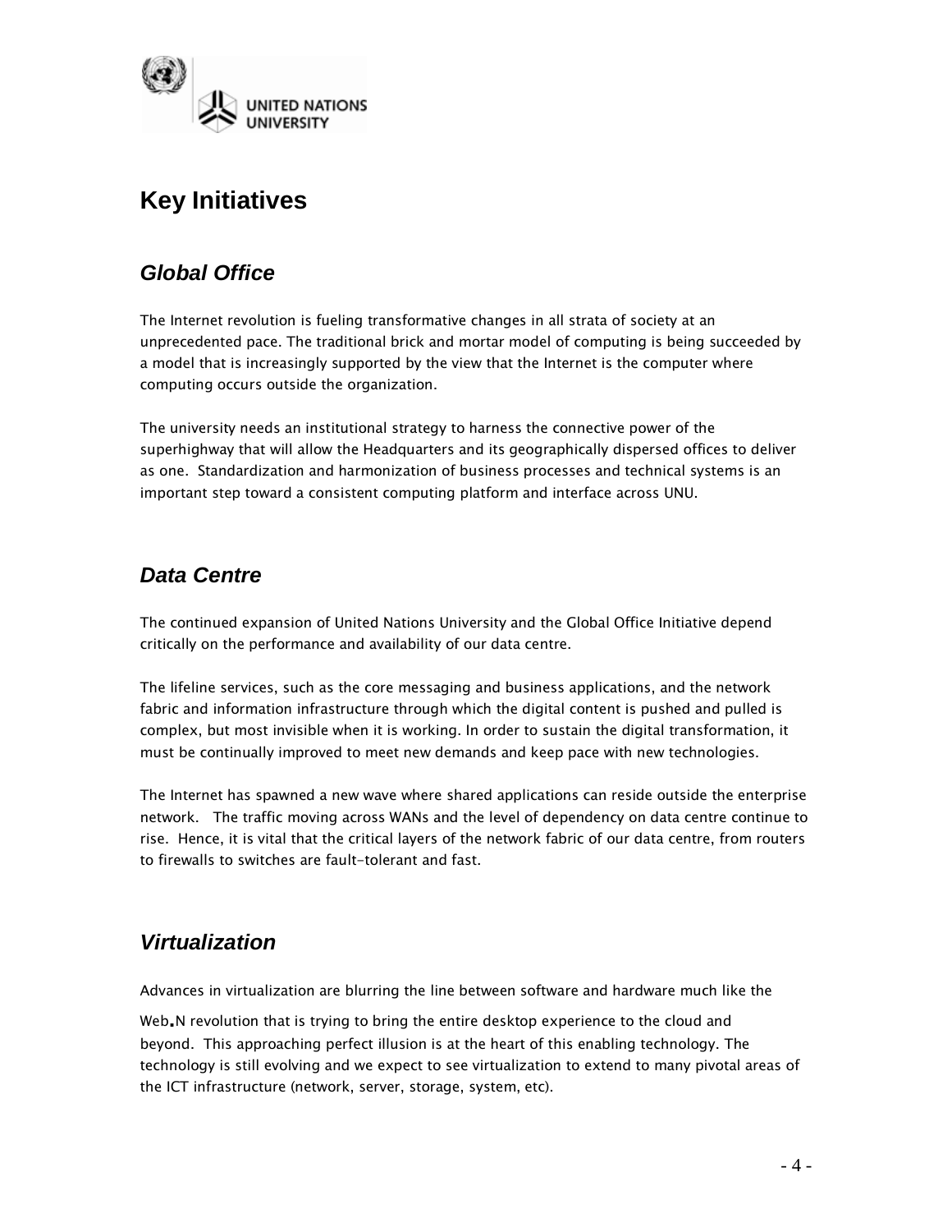# Key Initiatives

## *Global Office*

The Internet revolution is fueling transformative changes in all strata of society at an unprecedented pace. The traditional brick and mortar model of computing is being succeeded by a model that is increasingly supported by the view that the Internet is the computer where computing occurs outside the organization.

The university needs an institutional strategy to harness the connective power of the superhighway that will allow the Headquarters and its geographically dispersed offices to deliver as one. Standardization and harmonization of business processes and technical systems is an important step toward a consistent computing platform and interface across UNU.

## *Data Centre*

The continued expansion of United Nations University and the Global Office Initiative depend critically on the performance and availability of our data centre.

The lifeline services, such as the core messaging and business applications, and the network fabric and information infrastructure through which the digital content is pushed and pulled is complex, but most invisible when it is working. In order to sustain the digital transformation, it must be continually improved to meet new demands and keep pace with new technologies.

The Internet has spawned a new wave where shared applications can reside outside the enterprise network. The traffic moving across WANs and the level of dependency on data centre continue to rise. Hence, it is vital that the critical layers of the network fabric of our data centre, from routers to firewalls to switches are fault-tolerant and fast.

## *Virtualization*

Advances in virtualization are blurring the line between software and hardware much like the Web.N revolution that is trying to bring the entire desktop experience to the cloud and beyond. This approaching perfect illusion is at the heart of this enabling technology. The technology is still evolving and we expect to see virtualization to extend to many pivotal areas of the ICT infrastructure (network, server, storage, system, etc).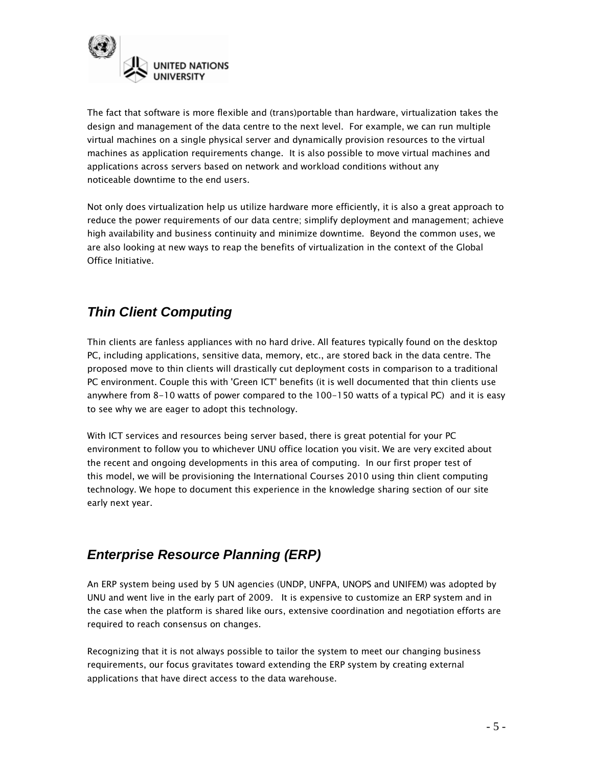The fact that software is more flexible and (trans)portable than hardware, virtualization takes the design and management of the data centre to the next level. For example, we can run multiple virtual machines on a single physical server and dynamically provision resources to the virtual machines as application requirements change. It is also possible to move virtual machines and applications across servers based on network and workload conditions without any noticeable downtime to the end users.

Not only does virtualization help us utilize hardware more efficiently, it is also a great approach to reduce the power requirements of our data centre; simplify deployment and management; achieve high availability and business continuity and minimize downtime. Beyond the common uses, we are also looking at new ways to reap the benefits of virtualization in the context of the Global Office Initiative.

## *Thin Client Computing*

Thin clients are fanless appliances with no hard drive. All features typically found on the desktop PC, including applications, sensitive data, memory, etc., are stored back in the data centre. The proposed move to thin clients will drastically cut deployment costs in comparison to a traditional PC environment. Couple this with 'Green ICT' benefits (it is well documented that thin clients use anywhere from 8-10 watts of power compared to the 100-150 watts of a typical PC) and it is easy to see why we are eager to adopt this technology.

With ICT services and resources being server based, there is great potential for your PC environment to follow you to whichever UNU office location you visit. We are very excited about the recent and ongoing developments in this area of computing. In our first proper test of this model, we will be provisioning the International Courses 2010 using thin client computing technology. We hope to document this experience in the knowledge sharing section of our site early next year.

## *Enterprise Resource Planning (ERP)*

An ERP system being used by 5 UN agencies (UNDP, UNFPA, UNOPS and UNIFEM) was adopted by UNU and went live in the early part of 2009. It is expensive to customize an ERP system and in the case when the platform is shared like ours, extensive coordination and negotiation efforts are required to reach consensus on changes.

Recognizing that it is not always possible to tailor the system to meet our changing business requirements, our focus gravitates toward extending the ERP system by creating external applications that have direct access to the data warehouse.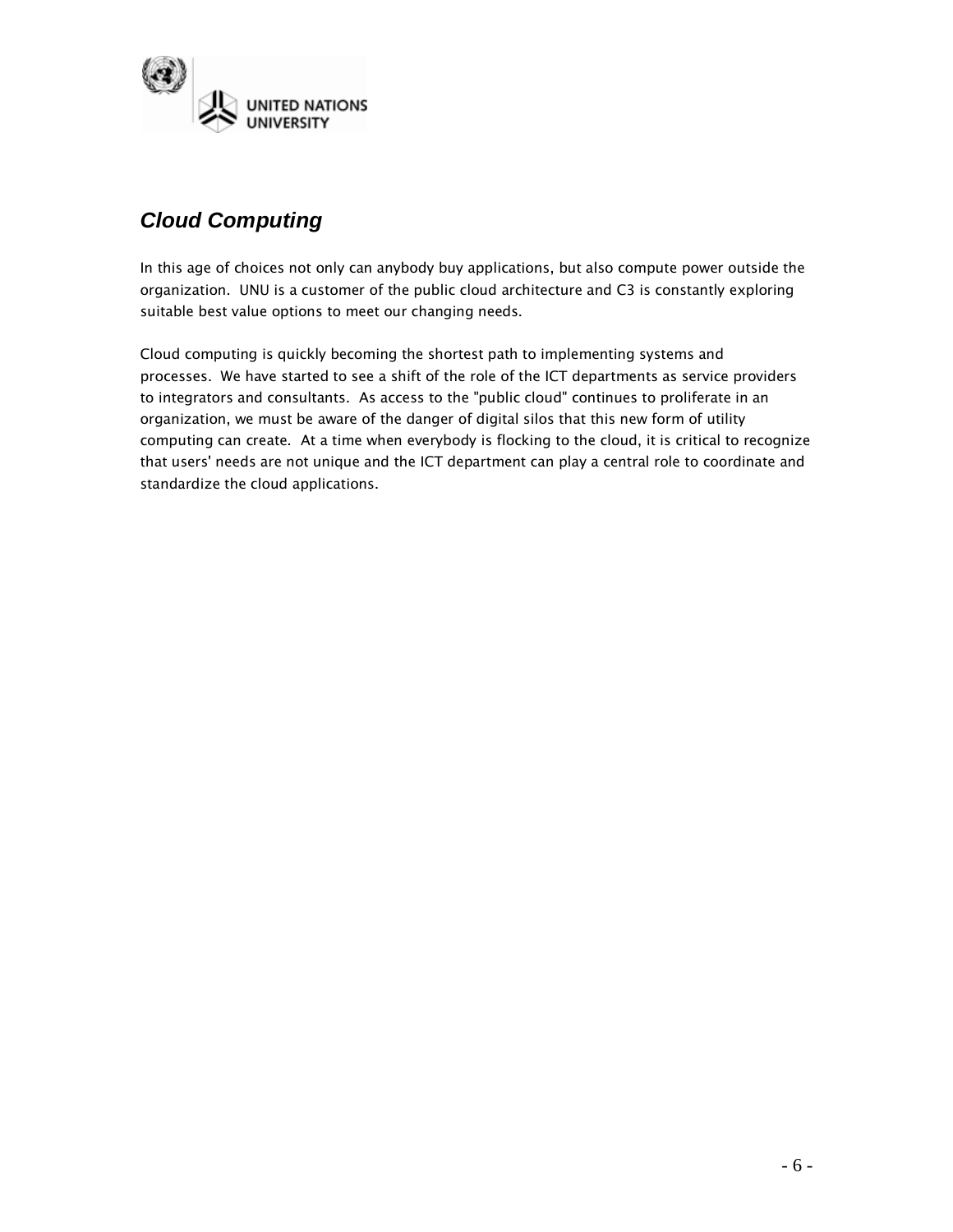## *Cloud Computing*

In this age of choices not only can anybody buy applications, but also compute power outside the organization. UNU is a customer of the public cloud architecture and C3 is constantly exploring suitable best value options to meet our changing needs.

Cloud computing is quickly becoming the shortest path to implementing systems and processes. We have started to see a shift of the role of the ICT departments as service providers to integrators and consultants. As access to the "public cloud" continues to proliferate in an organization, we must be aware of the danger of digital silos that this new form of utility computing can create. At a time when everybody is flocking to the cloud, it is critical to recognize that users' needs are not unique and the ICT department can play a central role to coordinate and standardize the cloud applications.